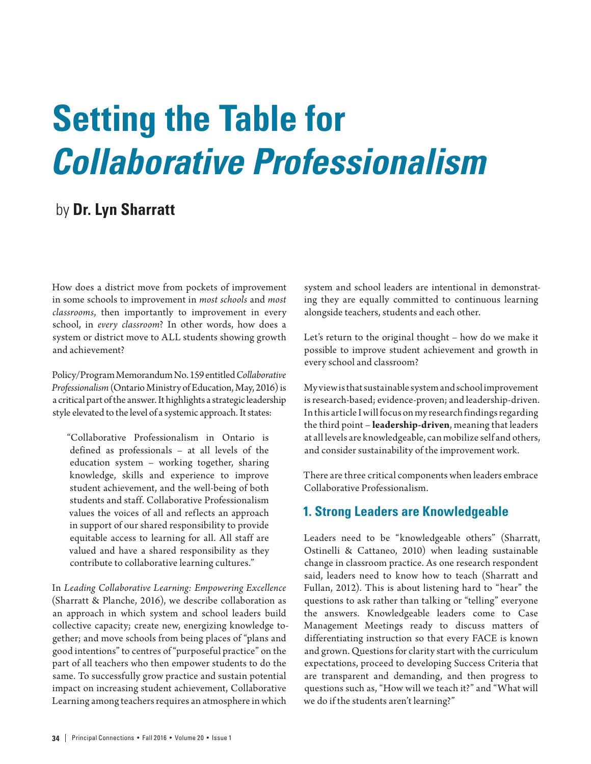# Setting the Table for *Collaborative Professionalism*

by **Dr. Lyn Sharratt**

How does a district move from pockets of improvement in some schools to improvement in *most schools* and *most classrooms*, then importantly to improvement in every school, in *every classroom*? In other words, how does a system or district move to ALL students showing growth and achievement?

Policy/Program Memorandum No. 159 entitled *Collaborative Professionalism* (Ontario Ministry of Education, May, 2016) is a critical part of the answer. It highlights a strategic leadership style elevated to the level of a systemic approach. It states:

> "Collaborative Professionalism in Ontario is defined as professionals – at all levels of the education system – working together, sharing knowledge, skills and experience to improve student achievement, and the well-being of both students and staff. Collaborative Professionalism values the voices of all and reflects an approach in support of our shared responsibility to provide equitable access to learning for all. All staff are valued and have a shared responsibility as they contribute to collaborative learning cultures."

In *Leading Collaborative Learning: Empowering Excellence* (Sharratt & Planche, 2016), we describe collaboration as an approach in which system and school leaders build collective capacity; create new, energizing knowledge together; and move schools from being places of "plans and good intentions" to centres of "purposeful practice" on the part of all teachers who then empower students to do the same. To successfully grow practice and sustain potential impact on increasing student achievement, Collaborative Learning among teachers requires an atmosphere in which system and school leaders are intentional in demonstrating they are equally committed to continuous learning alongside teachers, students and each other.

Let's return to the original thought – how do we make it possible to improve student achievement and growth in every school and classroom?

My view is that sustainable system and school improvement is research-based; evidence-proven; and leadership-driven. In this article I will focus on my research findings regarding the third point – **leadership-driven**, meaning that leaders at all levels are knowledgeable, can mobilize self and others, and consider sustainability of the improvement work.

There are three critical components when leaders embrace Collaborative Professionalism.

## 1. Strong Leaders are Knowledgeable

Leaders need to be "knowledgeable others" (Sharratt, Ostinelli & Cattaneo, 2010) when leading sustainable change in classroom practice. As one research respondent said, leaders need to know how to teach (Sharratt and Fullan, 2012). This is about listening hard to "hear" the questions to ask rather than talking or "telling" everyone the answers. Knowledgeable leaders come to Case Management Meetings ready to discuss matters of differentiating instruction so that every FACE is known and grown. Questions for clarity start with the curriculum expectations, proceed to developing Success Criteria that are transparent and demanding, and then progress to questions such as, "How will we teach it?" and "What will we do if the students aren't learning?"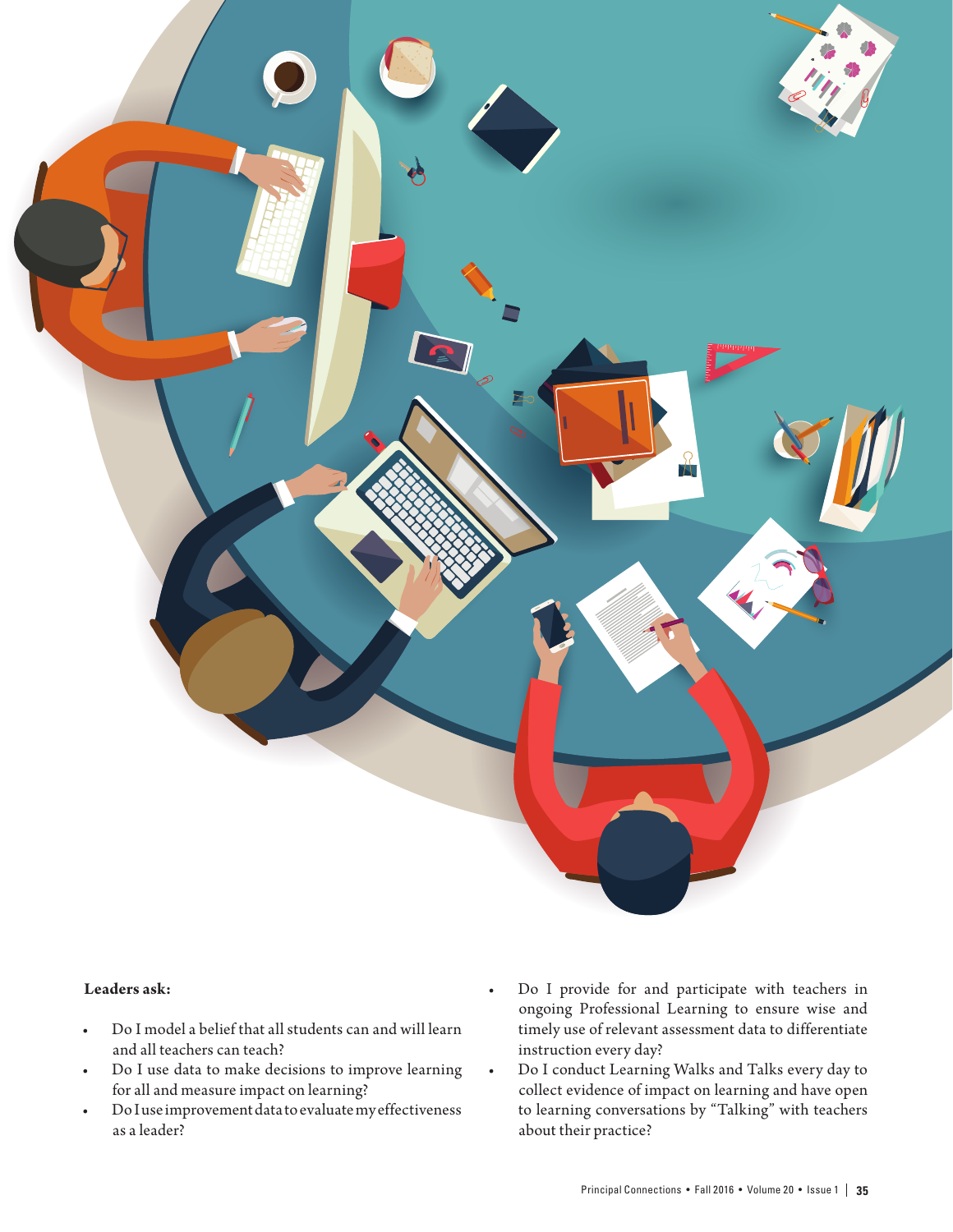**Leaders ask:**

- Do I model a belief that all students can and will learn and all teachers can teach?
- Do I use data to make decisions to improve learning for all and measure impact on learning?
- Do I use improvement data to evaluate my effectiveness as a leader?
- Do I provide for and participate with teachers in ongoing Professional Learning to ensure wise and timely use of relevant assessment data to differentiate instruction every day?
- Do I conduct Learning Walks and Talks every day to collect evidence of impact on learning and have open to learning conversations by "Talking" with teachers about their practice?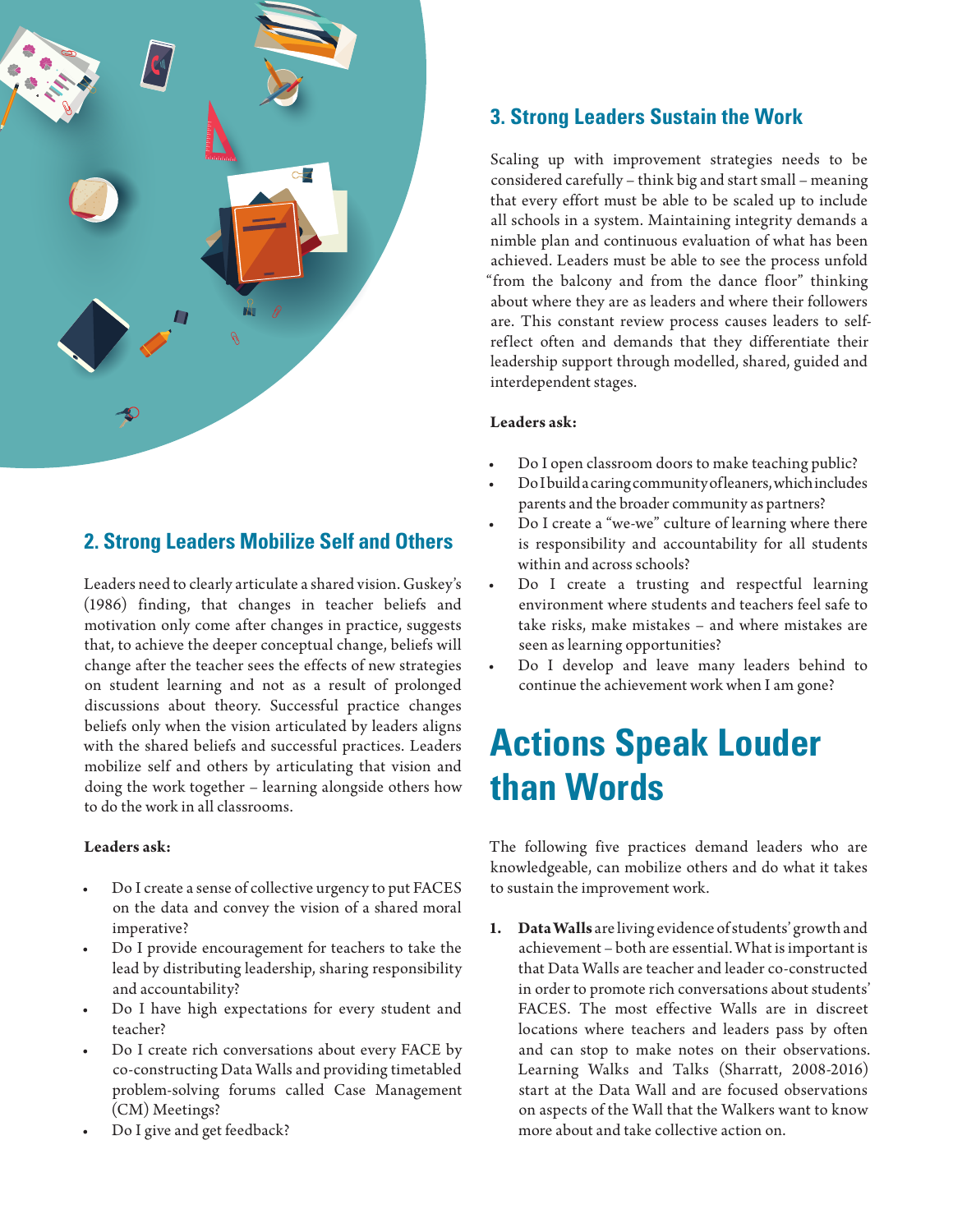## 2. Strong Leaders Mobilize Self and Others

Leaders need to clearly articulate a shared vision. Guskey's (1986) finding, that changes in teacher beliefs and motivation only come after changes in practice, suggests that, to achieve the deeper conceptual change, beliefs will change after the teacher sees the effects of new strategies on student learning and not as a result of prolonged discussions about theory. Successful practice changes beliefs only when the vision articulated by leaders aligns with the shared beliefs and successful practices. Leaders mobilize self and others by articulating that vision and doing the work together – learning alongside others how to do the work in all classrooms.

**Leaders ask:**

- Do I create a sense of collective urgency to put FACES on the data and convey the vision of a shared moral imperative?
- Do I provide encouragement for teachers to take the lead by distributing leadership, sharing responsibility and accountability?
- Do I have high expectations for every student and teacher?
- Do I create rich conversations about every FACE by co-constructing Data Walls and providing timetabled problem-solving forums called Case Management (CM) Meetings?
- Do I give and get feedback?

## 3. Strong Leaders Sustain the Work

Scaling up with improvement strategies needs to be considered carefully – think big and start small – meaning that every effort must be able to be scaled up to include all schools in a system. Maintaining integrity demands a nimble plan and continuous evaluation of what has been achieved. Leaders must be able to see the process unfold "from the balcony and from the dance floor" thinking about where they are as leaders and where their followers are. This constant review process causes leaders to self-reflect often and demands that they differentiate their leadership support through modelled, shared, guided and interdependent stages.

**Leaders ask:**

- Do I open classroom doors to make teaching public?
- Do I build a caring community of leaners, which includes parents and the broader community as partners?
- Do I create a "we-we" culture of learning where there is responsibility and accountability for all students within and across schools?
- Do I create a trusting and respectful learning environment where students and teachers feel safe to take risks, make mistakes – and where mistakes are seen as learning opportunities?
- Do I develop and leave many leaders behind to continue the achievement work when I am gone?

# Actions Speak Louder than Words

The following five practices demand leaders who are knowledgeable, can mobilize others and do what it takes to sustain the improvement work.

1. **Data Walls** are living evidence of students' growth and achievement – both are essential. What is important is that Data Walls are teacher and leader co-constructed in order to promote rich conversations about students' FACES. The most effective Walls are in discreet locations where teachers and leaders pass by often and can stop to make notes on their observations. Learning Walks and Talks (Sharratt, 2008-2016) start at the Data Wall and are focused observations on aspects of the Wall that the Walkers want to know more about and take collective action on.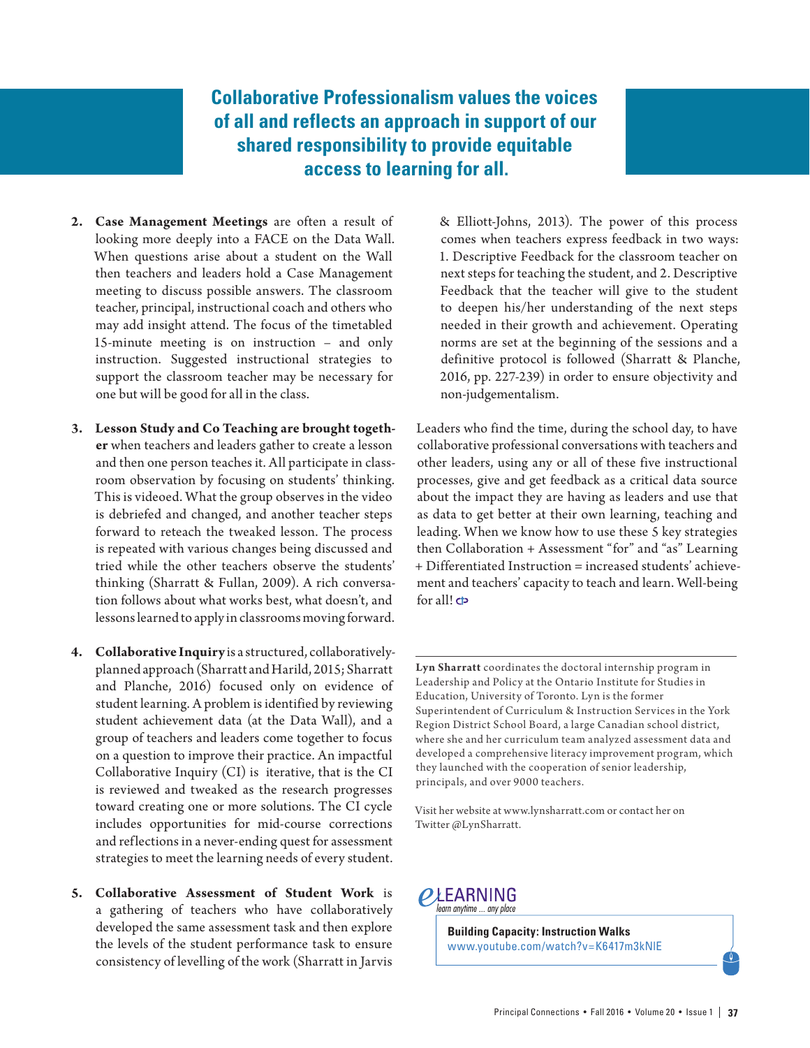**Collaborative Professionalism values the voices of all and reflects an approach in support of our shared responsibility to provide equitable access to learning for all.**

2. **Case Management Meetings** are often a result of looking more deeply into a FACE on the Data Wall. When questions arise about a student on the Wall then teachers and leaders hold a Case Management meeting to discuss possible answers. The classroom teacher, principal, instructional coach and others who may add insight attend. The focus of the timetabled 15-minute meeting is on instruction – and only instruction. Suggested instructional strategies to support the classroom teacher may be necessary for one but will be good for all in the class.

3. **Lesson Study and Co Teaching are brought together** when teachers and leaders gather to create a lesson and then one person teaches it. All participate in classroom observation by focusing on students' thinking. This is videoed. What the group observes in the video is debriefed and changed, and another teacher steps forward to reteach the tweaked lesson. The process is repeated with various changes being discussed and tried while the other teachers observe the students' thinking (Sharratt & Fullan, 2009). A rich conversation follows about what works best, what doesn't, and lessons learned to apply in classrooms moving forward.

4. **Collaborative Inquiry** is a structured, collaboratively-planned approach (Sharratt and Harild, 2015; Sharratt and Planche, 2016) focused only on evidence of student learning. A problem is identified by reviewing student achievement data (at the Data Wall), and a group of teachers and leaders come together to focus on a question to improve their practice. An impactful Collaborative Inquiry (CI) is iterative, that is the CI is reviewed and tweaked as the research progresses toward creating one or more solutions. The CI cycle includes opportunities for mid-course corrections and reflections in a never-ending quest for assessment strategies to meet the learning needs of every student.

5. **Collaborative Assessment of Student Work** is a gathering of teachers who have collaboratively developed the same assessment task and then explore the levels of the student performance task to ensure consistency of levelling of the work (Sharratt in Jarvis & Elliott-Johns, 2013). The power of this process comes when teachers express feedback in two ways: 1. Descriptive Feedback for the classroom teacher on next steps for teaching the student, and 2. Descriptive Feedback that the teacher will give to the student to deepen his/her understanding of the next steps needed in their growth and achievement. Operating norms are set at the beginning of the sessions and a definitive protocol is followed (Sharratt & Planche, 2016, pp. 227-239) in order to ensure objectivity and non-judgementalism.

Leaders who find the time, during the school day, to have collaborative professional conversations with teachers and other leaders, using any or all of these five instructional processes, give and get feedback as a critical data source about the impact they are having as leaders and use that as data to get better at their own learning, teaching and leading. When we know how to use these 5 key strategies then Collaboration + Assessment "for" and "as" Learning + Differentiated Instruction = increased students' achievement and teachers' capacity to teach and learn. Well-being for all!

---

**Lyn Sharratt** coordinates the doctoral internship program in Leadership and Policy at the Ontario Institute for Studies in Education, University of Toronto. Lyn is the former Superintendent of Curriculum & Instruction Services in the York Region District School Board, a large Canadian school district, where she and her curriculum team analyzed assessment data and developed a comprehensive literacy improvement program, which they launched with the cooperation of senior leadership, principals, and over 9000 teachers.

Visit her website at www.lynsharratt.com or contact her on Twitter @LynSharratt.

eLEARNING
*learn anytime ... any place*

**Building Capacity: Instruction Walks**
www.youtube.com/watch?v=K6417m3kNIE